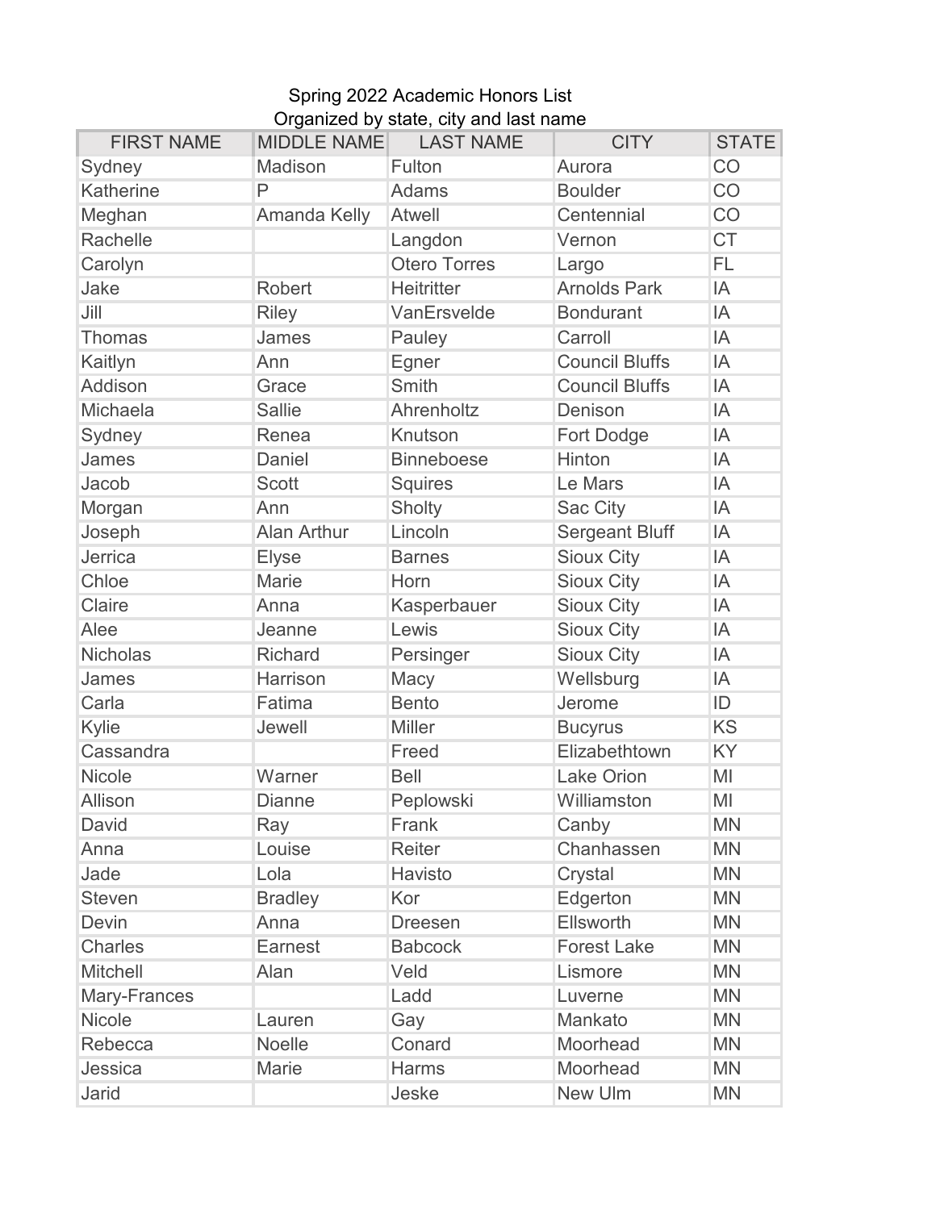Spring 2022 Academic Honors List

Organized by state, city and last name

| FIRST NAME | MIDDLE NAME | LAST NAME | CITY | STATE |
|---|---|---|---|---|
| Sydney | Madison | Fulton | Aurora | CO |
| Katherine | P | Adams | Boulder | CO |
| Meghan | Amanda Kelly | Atwell | Centennial | CO |
| Rachelle | | Langdon | Vernon | CT |
| Carolyn | | Otero Torres | Largo | FL |
| Jake | Robert | Heitritter | Arnolds Park | IA |
| Jill | Riley | VanErsvelde | Bondurant | IA |
| Thomas | James | Pauley | Carroll | IA |
| Kaitlyn | Ann | Egner | Council Bluffs | IA |
| Addison | Grace | Smith | Council Bluffs | IA |
| Michaela | Sallie | Ahrenholtz | Denison | IA |
| Sydney | Renea | Knutson | Fort Dodge | IA |
| James | Daniel | Binneboese | Hinton | IA |
| Jacob | Scott | Squires | Le Mars | IA |
| Morgan | Ann | Sholty | Sac City | IA |
| Joseph | Alan Arthur | Lincoln | Sergeant Bluff | IA |
| Jerrica | Elyse | Barnes | Sioux City | IA |
| Chloe | Marie | Horn | Sioux City | IA |
| Claire | Anna | Kasperbauer | Sioux City | IA |
| Alee | Jeanne | Lewis | Sioux City | IA |
| Nicholas | Richard | Persinger | Sioux City | IA |
| James | Harrison | Macy | Wellsburg | IA |
| Carla | Fatima | Bento | Jerome | ID |
| Kylie | Jewell | Miller | Bucyrus | KS |
| Cassandra | | Freed | Elizabethtown | KY |
| Nicole | Warner | Bell | Lake Orion | MI |
| Allison | Dianne | Peplowski | Williamston | MI |
| David | Ray | Frank | Canby | MN |
| Anna | Louise | Reiter | Chanhassen | MN |
| Jade | Lola | Havisto | Crystal | MN |
| Steven | Bradley | Kor | Edgerton | MN |
| Devin | Anna | Dreesen | Ellsworth | MN |
| Charles | Earnest | Babcock | Forest Lake | MN |
| Mitchell | Alan | Veld | Lismore | MN |
| Mary-Frances | | Ladd | Luverne | MN |
| Nicole | Lauren | Gay | Mankato | MN |
| Rebecca | Noelle | Conard | Moorhead | MN |
| Jessica | Marie | Harms | Moorhead | MN |
| Jarid | | Jeske | New Ulm | MN |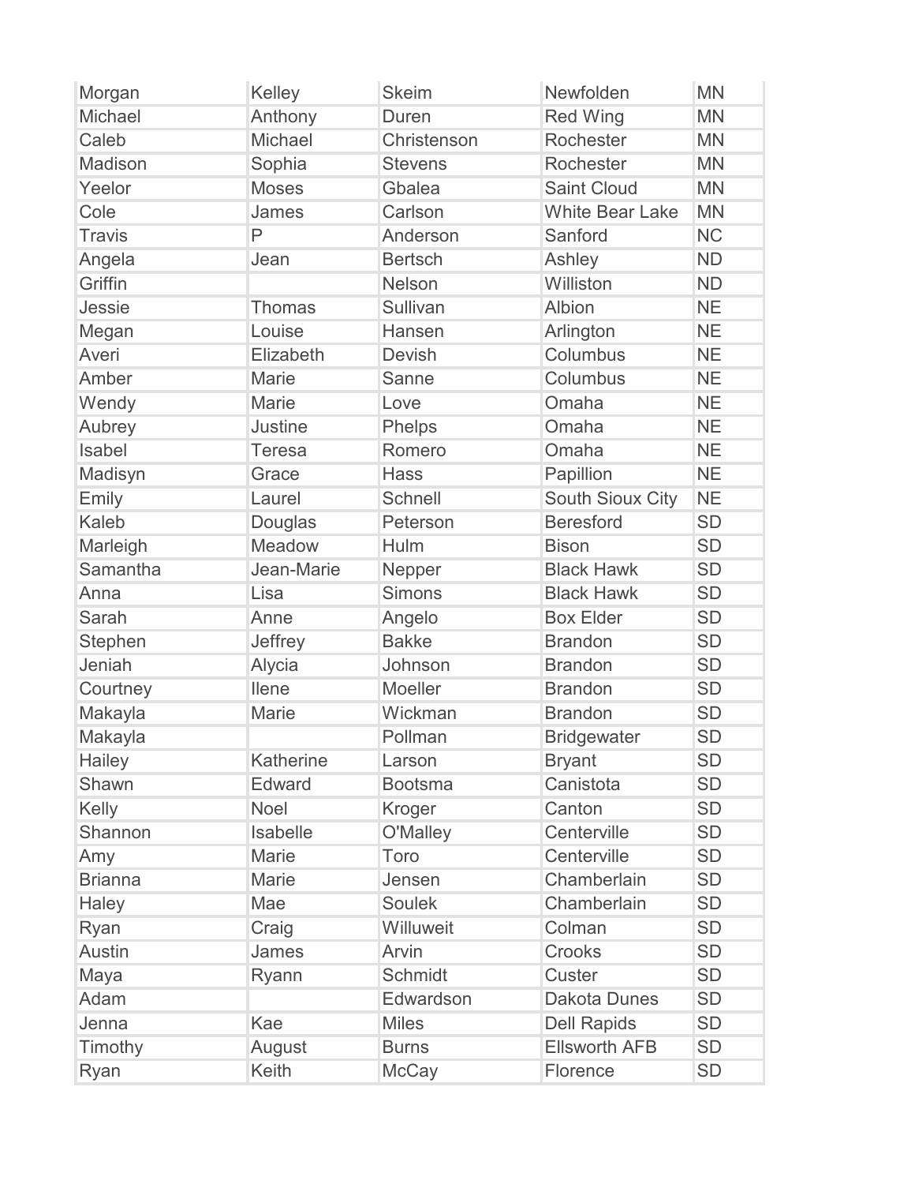| Morgan | Kelley | Skeim | Newfolden | MN |
|---|---|---|---|---|
| Michael | Anthony | Duren | Red Wing | MN |
| Caleb | Michael | Christenson | Rochester | MN |
| Madison | Sophia | Stevens | Rochester | MN |
| Yeelor | Moses | Gbalea | Saint Cloud | MN |
| Cole | James | Carlson | White Bear Lake | MN |
| Travis | P | Anderson | Sanford | NC |
| Angela | Jean | Bertsch | Ashley | ND |
| Griffin | | Nelson | Williston | ND |
| Jessie | Thomas | Sullivan | Albion | NE |
| Megan | Louise | Hansen | Arlington | NE |
| Averi | Elizabeth | Devish | Columbus | NE |
| Amber | Marie | Sanne | Columbus | NE |
| Wendy | Marie | Love | Omaha | NE |
| Aubrey | Justine | Phelps | Omaha | NE |
| Isabel | Teresa | Romero | Omaha | NE |
| Madisyn | Grace | Hass | Papillion | NE |
| Emily | Laurel | Schnell | South Sioux City | NE |
| Kaleb | Douglas | Peterson | Beresford | SD |
| Marleigh | Meadow | Hulm | Bison | SD |
| Samantha | Jean-Marie | Nepper | Black Hawk | SD |
| Anna | Lisa | Simons | Black Hawk | SD |
| Sarah | Anne | Angelo | Box Elder | SD |
| Stephen | Jeffrey | Bakke | Brandon | SD |
| Jeniah | Alycia | Johnson | Brandon | SD |
| Courtney | Ilene | Moeller | Brandon | SD |
| Makayla | Marie | Wickman | Brandon | SD |
| Makayla | | Pollman | Bridgewater | SD |
| Hailey | Katherine | Larson | Bryant | SD |
| Shawn | Edward | Bootsma | Canistota | SD |
| Kelly | Noel | Kroger | Canton | SD |
| Shannon | Isabelle | O'Malley | Centerville | SD |
| Amy | Marie | Toro | Centerville | SD |
| Brianna | Marie | Jensen | Chamberlain | SD |
| Haley | Mae | Soulek | Chamberlain | SD |
| Ryan | Craig | Willuweit | Colman | SD |
| Austin | James | Arvin | Crooks | SD |
| Maya | Ryann | Schmidt | Custer | SD |
| Adam | | Edwardson | Dakota Dunes | SD |
| Jenna | Kae | Miles | Dell Rapids | SD |
| Timothy | August | Burns | Ellsworth AFB | SD |
| Ryan | Keith | McCay | Florence | SD |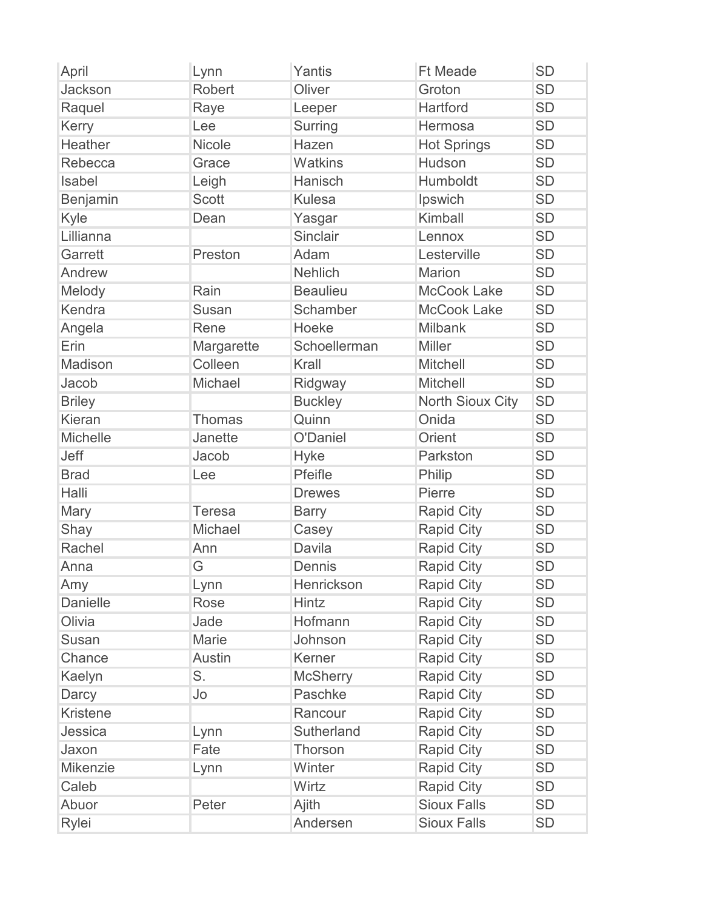| April | Lynn | Yantis | Ft Meade | SD |
|---|---|---|---|---|
| Jackson | Robert | Oliver | Groton | SD |
| Raquel | Raye | Leeper | Hartford | SD |
| Kerry | Lee | Surring | Hermosa | SD |
| Heather | Nicole | Hazen | Hot Springs | SD |
| Rebecca | Grace | Watkins | Hudson | SD |
| Isabel | Leigh | Hanisch | Humboldt | SD |
| Benjamin | Scott | Kulesa | Ipswich | SD |
| Kyle | Dean | Yasgar | Kimball | SD |
| Lillianna | | Sinclair | Lennox | SD |
| Garrett | Preston | Adam | Lesterville | SD |
| Andrew | | Nehlich | Marion | SD |
| Melody | Rain | Beaulieu | McCook Lake | SD |
| Kendra | Susan | Schamber | McCook Lake | SD |
| Angela | Rene | Hoeke | Milbank | SD |
| Erin | Margarette | Schoellerman | Miller | SD |
| Madison | Colleen | Krall | Mitchell | SD |
| Jacob | Michael | Ridgway | Mitchell | SD |
| Briley | | Buckley | North Sioux City | SD |
| Kieran | Thomas | Quinn | Onida | SD |
| Michelle | Janette | O'Daniel | Orient | SD |
| Jeff | Jacob | Hyke | Parkston | SD |
| Brad | Lee | Pfeifle | Philip | SD |
| Halli | | Drewes | Pierre | SD |
| Mary | Teresa | Barry | Rapid City | SD |
| Shay | Michael | Casey | Rapid City | SD |
| Rachel | Ann | Davila | Rapid City | SD |
| Anna | G | Dennis | Rapid City | SD |
| Amy | Lynn | Henrickson | Rapid City | SD |
| Danielle | Rose | Hintz | Rapid City | SD |
| Olivia | Jade | Hofmann | Rapid City | SD |
| Susan | Marie | Johnson | Rapid City | SD |
| Chance | Austin | Kerner | Rapid City | SD |
| Kaelyn | S. | McSherry | Rapid City | SD |
| Darcy | Jo | Paschke | Rapid City | SD |
| Kristene | | Rancour | Rapid City | SD |
| Jessica | Lynn | Sutherland | Rapid City | SD |
| Jaxon | Fate | Thorson | Rapid City | SD |
| Mikenzie | Lynn | Winter | Rapid City | SD |
| Caleb | | Wirtz | Rapid City | SD |
| Abuor | Peter | Ajith | Sioux Falls | SD |
| Rylei | | Andersen | Sioux Falls | SD |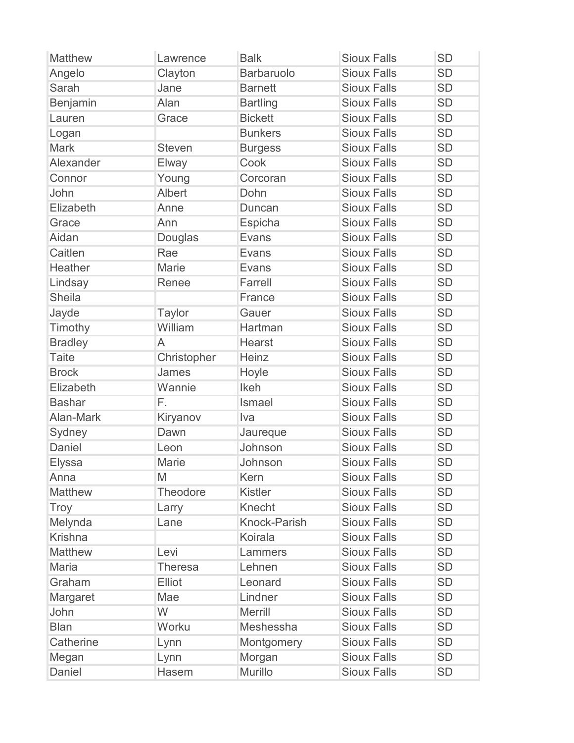| | | | | |
|---|---|---|---|---|
| Matthew | Lawrence | Balk | Sioux Falls | SD |
| Angelo | Clayton | Barbaruolo | Sioux Falls | SD |
| Sarah | Jane | Barnett | Sioux Falls | SD |
| Benjamin | Alan | Bartling | Sioux Falls | SD |
| Lauren | Grace | Bickett | Sioux Falls | SD |
| Logan | | Bunkers | Sioux Falls | SD |
| Mark | Steven | Burgess | Sioux Falls | SD |
| Alexander | Elway | Cook | Sioux Falls | SD |
| Connor | Young | Corcoran | Sioux Falls | SD |
| John | Albert | Dohn | Sioux Falls | SD |
| Elizabeth | Anne | Duncan | Sioux Falls | SD |
| Grace | Ann | Espicha | Sioux Falls | SD |
| Aidan | Douglas | Evans | Sioux Falls | SD |
| Caitlen | Rae | Evans | Sioux Falls | SD |
| Heather | Marie | Evans | Sioux Falls | SD |
| Lindsay | Renee | Farrell | Sioux Falls | SD |
| Sheila | | France | Sioux Falls | SD |
| Jayde | Taylor | Gauer | Sioux Falls | SD |
| Timothy | William | Hartman | Sioux Falls | SD |
| Bradley | A | Hearst | Sioux Falls | SD |
| Taite | Christopher | Heinz | Sioux Falls | SD |
| Brock | James | Hoyle | Sioux Falls | SD |
| Elizabeth | Wannie | Ikeh | Sioux Falls | SD |
| Bashar | F. | Ismael | Sioux Falls | SD |
| Alan-Mark | Kiryanov | Iva | Sioux Falls | SD |
| Sydney | Dawn | Jaureque | Sioux Falls | SD |
| Daniel | Leon | Johnson | Sioux Falls | SD |
| Elyssa | Marie | Johnson | Sioux Falls | SD |
| Anna | M | Kern | Sioux Falls | SD |
| Matthew | Theodore | Kistler | Sioux Falls | SD |
| Troy | Larry | Knecht | Sioux Falls | SD |
| Melynda | Lane | Knock-Parish | Sioux Falls | SD |
| Krishna | | Koirala | Sioux Falls | SD |
| Matthew | Levi | Lammers | Sioux Falls | SD |
| Maria | Theresa | Lehnen | Sioux Falls | SD |
| Graham | Elliot | Leonard | Sioux Falls | SD |
| Margaret | Mae | Lindner | Sioux Falls | SD |
| John | W | Merrill | Sioux Falls | SD |
| Blan | Worku | Meshessha | Sioux Falls | SD |
| Catherine | Lynn | Montgomery | Sioux Falls | SD |
| Megan | Lynn | Morgan | Sioux Falls | SD |
| Daniel | Hasem | Murillo | Sioux Falls | SD |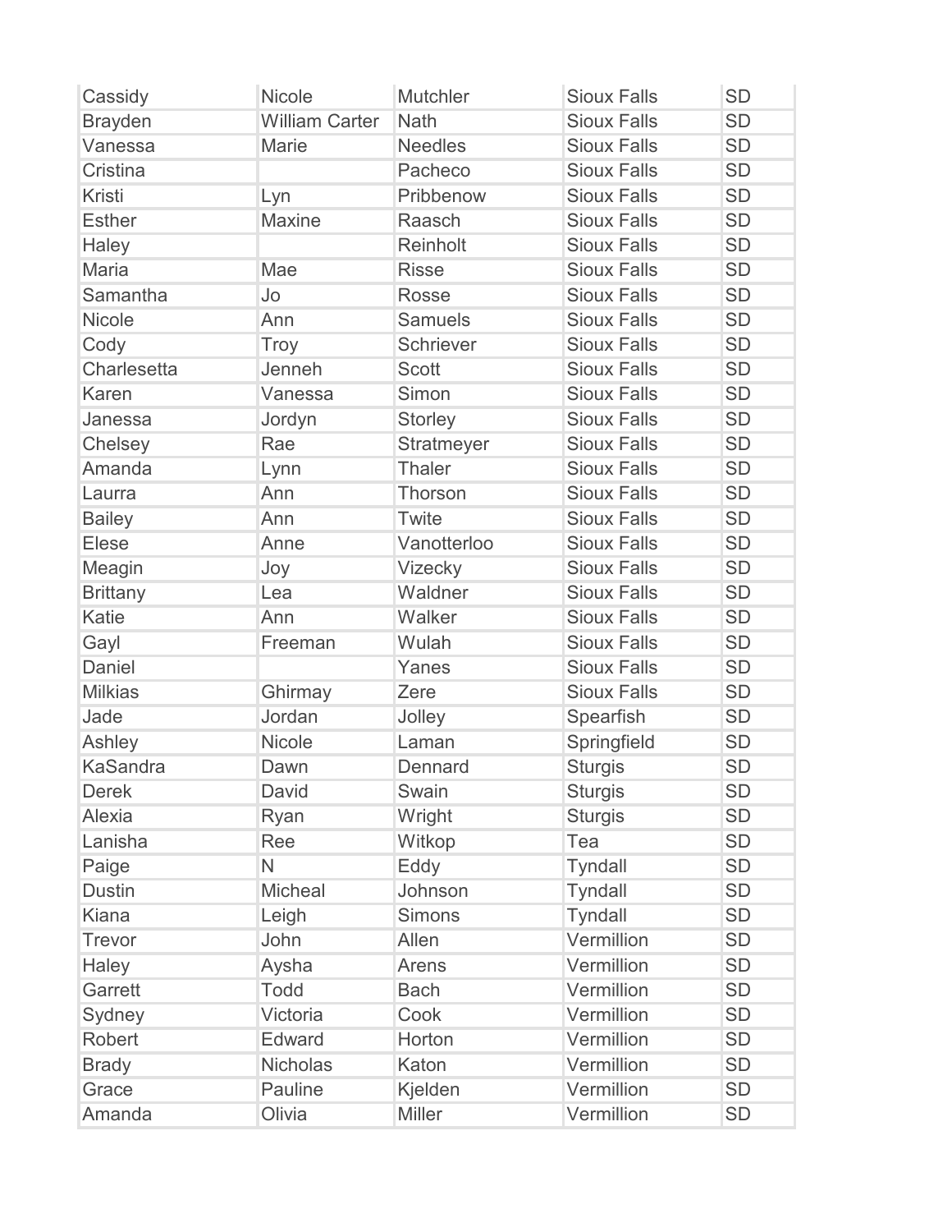| Cassidy | Nicole | Mutchler | Sioux Falls | SD |
|---|---|---|---|---|
| Brayden | William Carter | Nath | Sioux Falls | SD |
| Vanessa | Marie | Needles | Sioux Falls | SD |
| Cristina | | Pacheco | Sioux Falls | SD |
| Kristi | Lyn | Pribbenow | Sioux Falls | SD |
| Esther | Maxine | Raasch | Sioux Falls | SD |
| Haley | | Reinholt | Sioux Falls | SD |
| Maria | Mae | Risse | Sioux Falls | SD |
| Samantha | Jo | Rosse | Sioux Falls | SD |
| Nicole | Ann | Samuels | Sioux Falls | SD |
| Cody | Troy | Schriever | Sioux Falls | SD |
| Charlesetta | Jenneh | Scott | Sioux Falls | SD |
| Karen | Vanessa | Simon | Sioux Falls | SD |
| Janessa | Jordyn | Storley | Sioux Falls | SD |
| Chelsey | Rae | Stratmeyer | Sioux Falls | SD |
| Amanda | Lynn | Thaler | Sioux Falls | SD |
| Laurra | Ann | Thorson | Sioux Falls | SD |
| Bailey | Ann | Twite | Sioux Falls | SD |
| Elese | Anne | Vanotterloo | Sioux Falls | SD |
| Meagin | Joy | Vizecky | Sioux Falls | SD |
| Brittany | Lea | Waldner | Sioux Falls | SD |
| Katie | Ann | Walker | Sioux Falls | SD |
| Gayl | Freeman | Wulah | Sioux Falls | SD |
| Daniel | | Yanes | Sioux Falls | SD |
| Milkias | Ghirmay | Zere | Sioux Falls | SD |
| Jade | Jordan | Jolley | Spearfish | SD |
| Ashley | Nicole | Laman | Springfield | SD |
| KaSandra | Dawn | Dennard | Sturgis | SD |
| Derek | David | Swain | Sturgis | SD |
| Alexia | Ryan | Wright | Sturgis | SD |
| Lanisha | Ree | Witkop | Tea | SD |
| Paige | N | Eddy | Tyndall | SD |
| Dustin | Micheal | Johnson | Tyndall | SD |
| Kiana | Leigh | Simons | Tyndall | SD |
| Trevor | John | Allen | Vermillion | SD |
| Haley | Aysha | Arens | Vermillion | SD |
| Garrett | Todd | Bach | Vermillion | SD |
| Sydney | Victoria | Cook | Vermillion | SD |
| Robert | Edward | Horton | Vermillion | SD |
| Brady | Nicholas | Katon | Vermillion | SD |
| Grace | Pauline | Kjelden | Vermillion | SD |
| Amanda | Olivia | Miller | Vermillion | SD |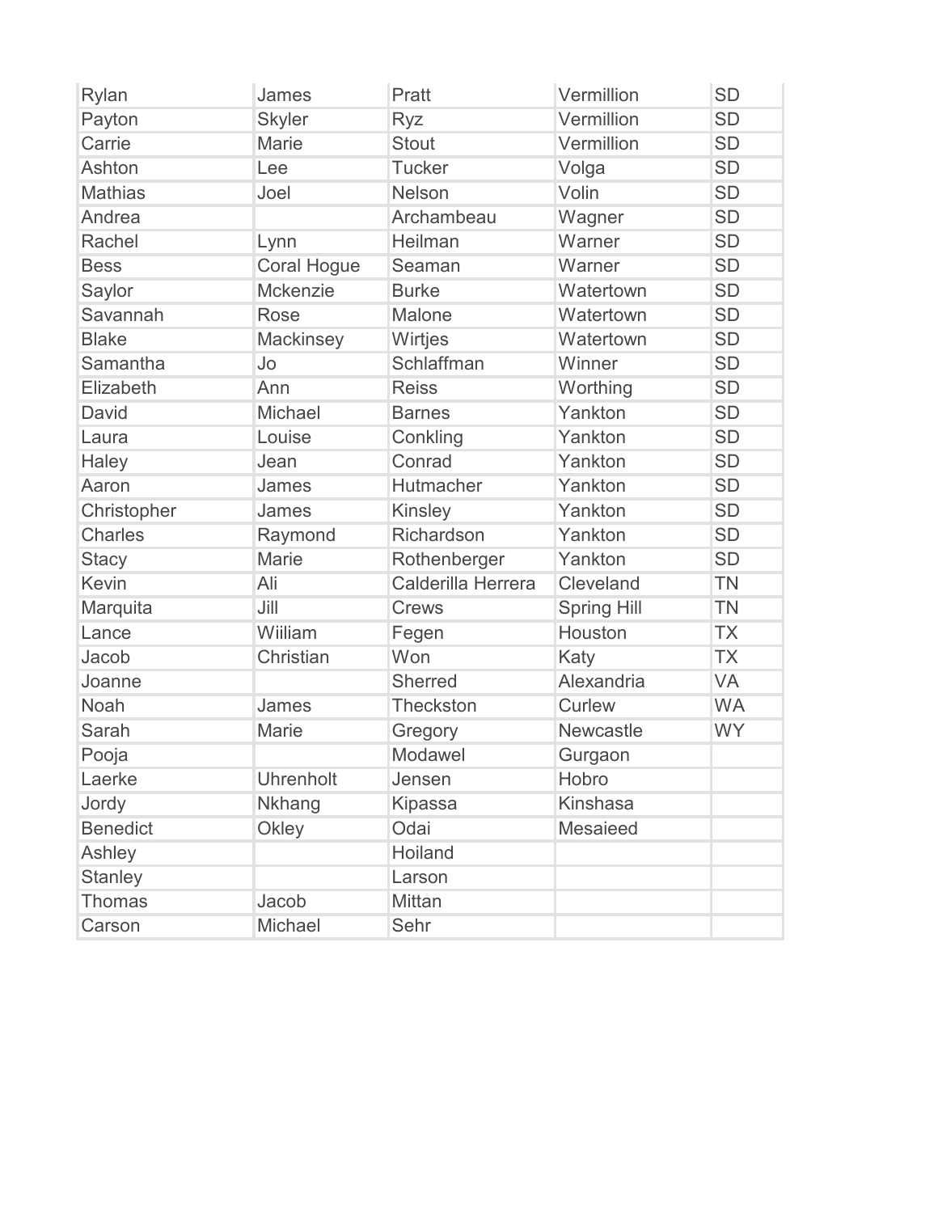| | | | | |
|---|---|---|---|---|
| Rylan | James | Pratt | Vermillion | SD |
| Payton | Skyler | Ryz | Vermillion | SD |
| Carrie | Marie | Stout | Vermillion | SD |
| Ashton | Lee | Tucker | Volga | SD |
| Mathias | Joel | Nelson | Volin | SD |
| Andrea | | Archambeau | Wagner | SD |
| Rachel | Lynn | Heilman | Warner | SD |
| Bess | Coral Hogue | Seaman | Warner | SD |
| Saylor | Mckenzie | Burke | Watertown | SD |
| Savannah | Rose | Malone | Watertown | SD |
| Blake | Mackinsey | Wirtjes | Watertown | SD |
| Samantha | Jo | Schlaffman | Winner | SD |
| Elizabeth | Ann | Reiss | Worthing | SD |
| David | Michael | Barnes | Yankton | SD |
| Laura | Louise | Conkling | Yankton | SD |
| Haley | Jean | Conrad | Yankton | SD |
| Aaron | James | Hutmacher | Yankton | SD |
| Christopher | James | Kinsley | Yankton | SD |
| Charles | Raymond | Richardson | Yankton | SD |
| Stacy | Marie | Rothenberger | Yankton | SD |
| Kevin | Ali | Calderilla Herrera | Cleveland | TN |
| Marquita | Jill | Crews | Spring Hill | TN |
| Lance | Wiiliam | Fegen | Houston | TX |
| Jacob | Christian | Won | Katy | TX |
| Joanne | | Sherred | Alexandria | VA |
| Noah | James | Theckston | Curlew | WA |
| Sarah | Marie | Gregory | Newcastle | WY |
| Pooja | | Modawel | Gurgaon | |
| Laerke | Uhrenholt | Jensen | Hobro | |
| Jordy | Nkhang | Kipassa | Kinshasa | |
| Benedict | Okley | Odai | Mesaieed | |
| Ashley | | Hoiland | | |
| Stanley | | Larson | | |
| Thomas | Jacob | Mittan | | |
| Carson | Michael | Sehr | | |